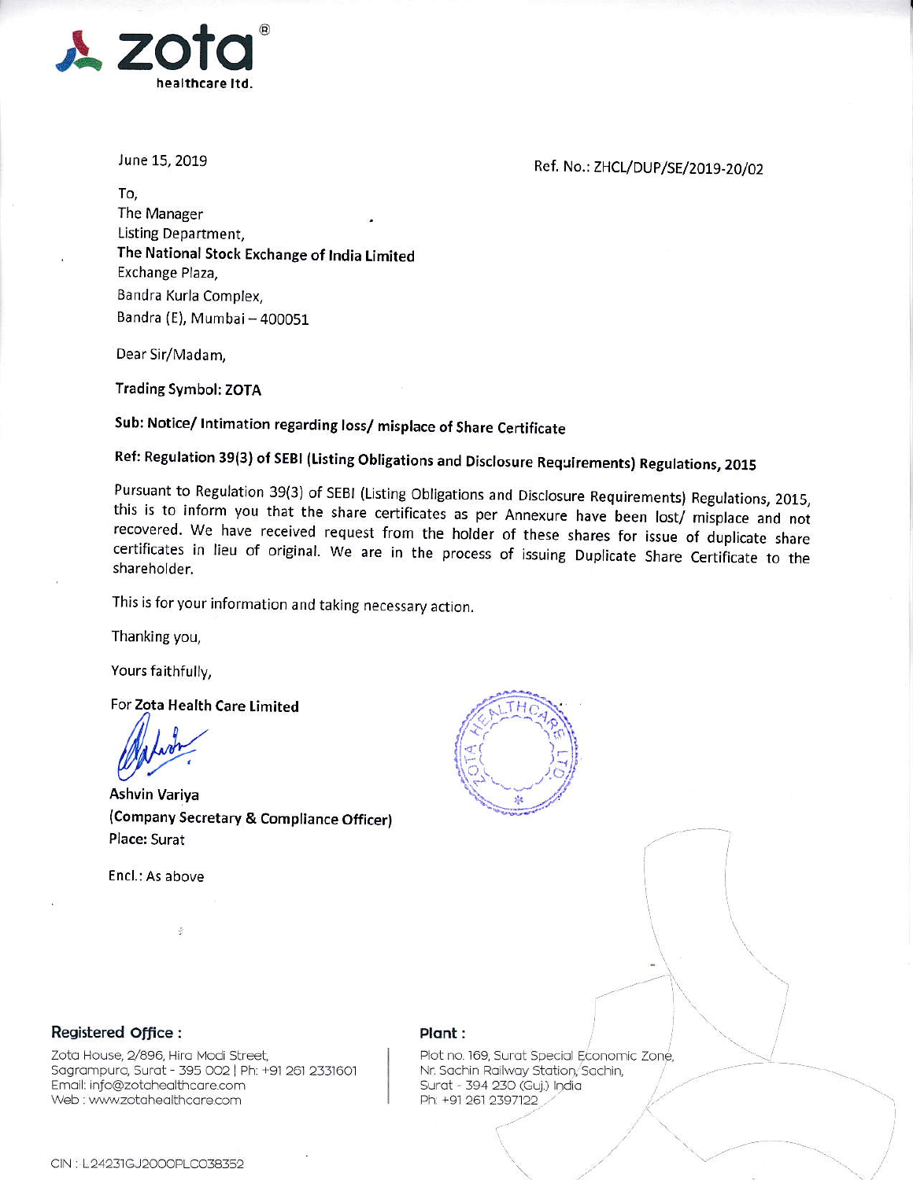June 15, 2019

Ref. No.: ZHCL/DUP/SE/2019-20/02

To,
The Manager
Listing Department,
**The National Stock Exchange of India Limited**
Exchange Plaza,
Bandra Kurla Complex,
Bandra (E), Mumbai – 400051

Dear Sir/Madam,

**Trading Symbol: ZOTA**

**Sub: Notice/ Intimation regarding loss/ misplace of Share Certificate**

**Ref: Regulation 39(3) of SEBI (Listing Obligations and Disclosure Requirements) Regulations, 2015**

Pursuant to Regulation 39(3) of SEBI (Listing Obligations and Disclosure Requirements) Regulations, 2015, this is to inform you that the share certificates as per Annexure have been lost/ misplace and not recovered. We have received request from the holder of these shares for issue of duplicate share certificates in lieu of original. We are in the process of issuing Duplicate Share Certificate to the shareholder.

This is for your information and taking necessary action.

Thanking you,

Yours faithfully,

For **Zota Health Care Limited**

**Ashvin Variya**
**(Company Secretary & Compliance Officer)**
**Place:** Surat

Encl.: As above

**Registered Office :**
Zota House, 2/896, Hira Modi Street,
Sagrampura, Surat - 395 002 | Ph: +91 261 2331601
Email: info@zotahealthcare.com
Web : www.zotahealthcare.com

**Plant :**
Plot no. 169, Surat Special Economic Zone,
Nr. Sachin Railway Station, Sachin,
Surat - 394 230 (Guj.) India
Ph: +91 261 2397122

CIN : L24231GJ2000PLC038352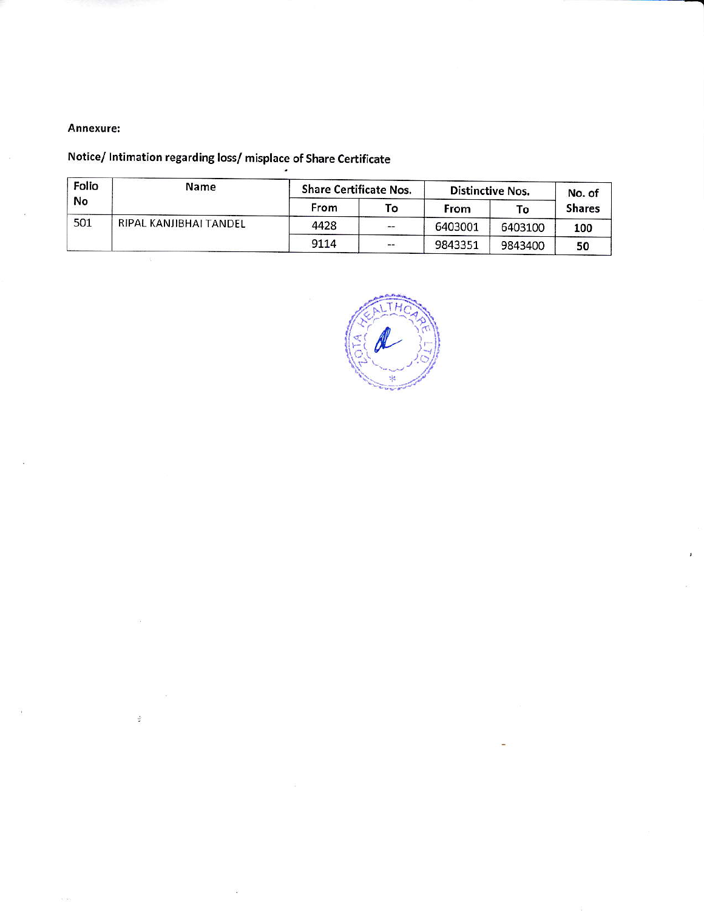Annexure:

Notice/ Intimation regarding loss/ misplace of Share Certificate

| Folio No | Name | Share Certificate Nos. | | Distinctive Nos. | | No. of Shares |
|---|---|---|---|---|---|---|
| | | From | To | From | To | |
| 501 | RIPAL KANJIBHAI TANDEL | 4428 | -- | 6403001 | 6403100 | 100 |
| | | 9114 | -- | 9843351 | 9843400 | 50 |